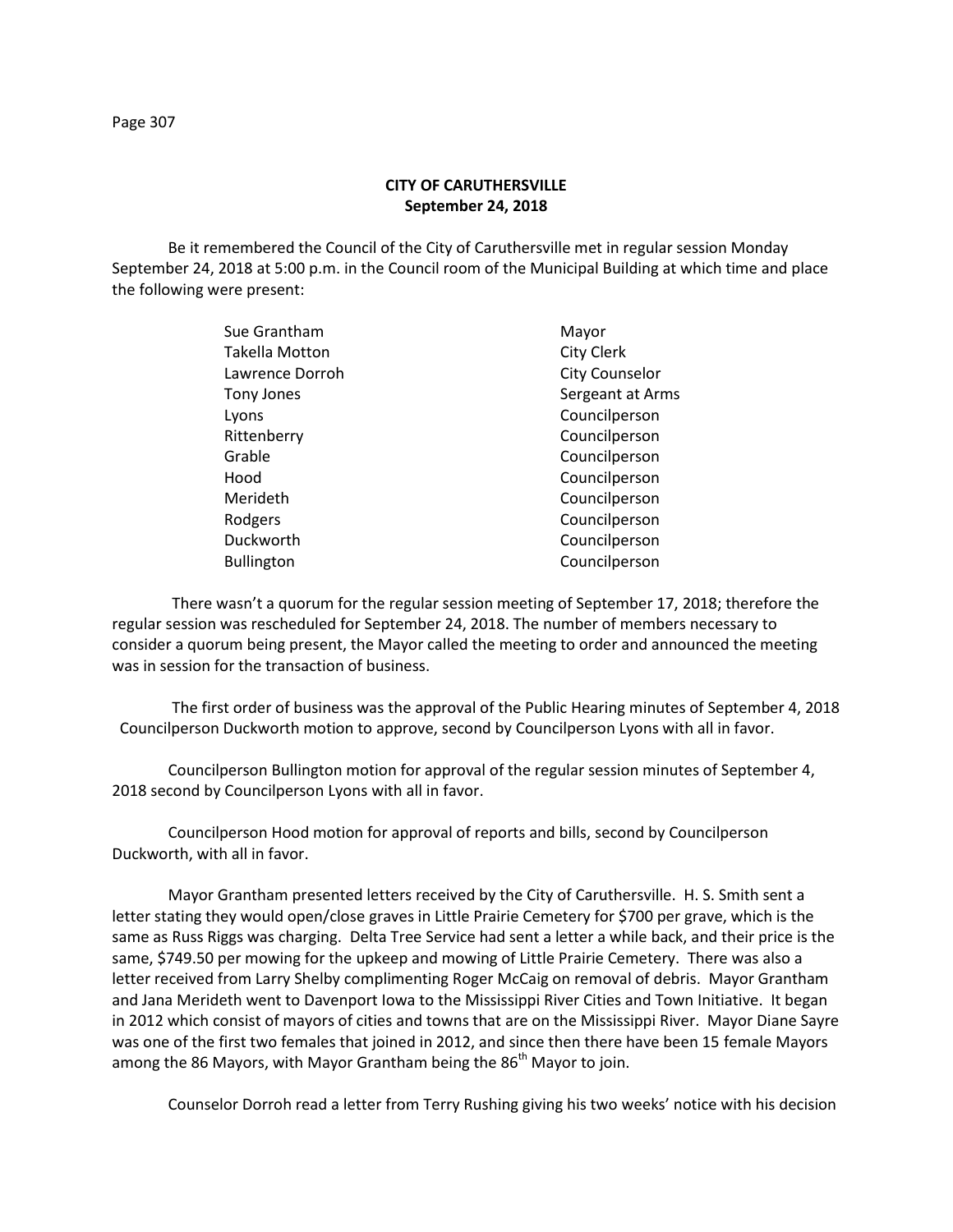# CITY OF CARUTHERSVILLE
## September 24, 2018

Be it remembered the Council of the City of Caruthersville met in regular session Monday September 24, 2018 at 5:00 p.m. in the Council room of the Municipal Building at which time and place the following were present:

| | |
|---|---|
| Sue Grantham | Mayor |
| Takella Motton | City Clerk |
| Lawrence Dorroh | City Counselor |
| Tony Jones | Sergeant at Arms |
| Lyons | Councilperson |
| Rittenberry | Councilperson |
| Grable | Councilperson |
| Hood | Councilperson |
| Merideth | Councilperson |
| Rodgers | Councilperson |
| Duckworth | Councilperson |
| Bullington | Councilperson |

There wasn't a quorum for the regular session meeting of September 17, 2018; therefore the regular session was rescheduled for September 24, 2018. The number of members necessary to consider a quorum being present, the Mayor called the meeting to order and announced the meeting was in session for the transaction of business.

The first order of business was the approval of the Public Hearing minutes of September 4, 2018 Councilperson Duckworth motion to approve, second by Councilperson Lyons with all in favor.

Councilperson Bullington motion for approval of the regular session minutes of September 4, 2018 second by Councilperson Lyons with all in favor.

Councilperson Hood motion for approval of reports and bills, second by Councilperson Duckworth, with all in favor.

Mayor Grantham presented letters received by the City of Caruthersville. H. S. Smith sent a letter stating they would open/close graves in Little Prairie Cemetery for $700 per grave, which is the same as Russ Riggs was charging. Delta Tree Service had sent a letter a while back, and their price is the same, $749.50 per mowing for the upkeep and mowing of Little Prairie Cemetery. There was also a letter received from Larry Shelby complimenting Roger McCaig on removal of debris. Mayor Grantham and Jana Merideth went to Davenport Iowa to the Mississippi River Cities and Town Initiative. It began in 2012 which consist of mayors of cities and towns that are on the Mississippi River. Mayor Diane Sayre was one of the first two females that joined in 2012, and since then there have been 15 female Mayors among the 86 Mayors, with Mayor Grantham being the 86th Mayor to join.

Counselor Dorroh read a letter from Terry Rushing giving his two weeks' notice with his decision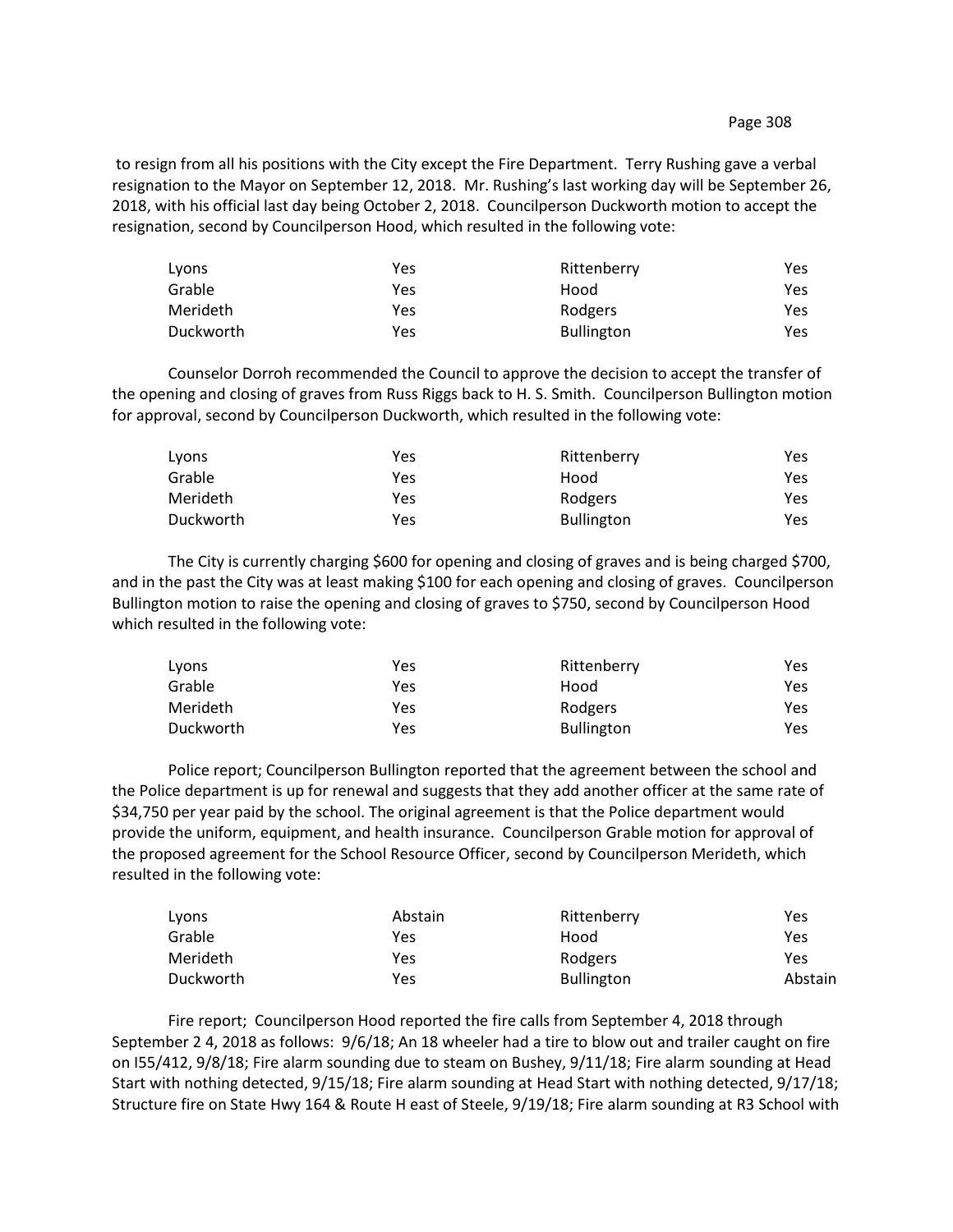to resign from all his positions with the City except the Fire Department. Terry Rushing gave a verbal resignation to the Mayor on September 12, 2018. Mr. Rushing's last working day will be September 26, 2018, with his official last day being October 2, 2018. Councilperson Duckworth motion to accept the resignation, second by Councilperson Hood, which resulted in the following vote:

| | | | |
|---|---|---|---|
| Lyons | Yes | Rittenberry | Yes |
| Grable | Yes | Hood | Yes |
| Merideth | Yes | Rodgers | Yes |
| Duckworth | Yes | Bullington | Yes |

Counselor Dorroh recommended the Council to approve the decision to accept the transfer of the opening and closing of graves from Russ Riggs back to H. S. Smith. Councilperson Bullington motion for approval, second by Councilperson Duckworth, which resulted in the following vote:

| | | | |
|---|---|---|---|
| Lyons | Yes | Rittenberry | Yes |
| Grable | Yes | Hood | Yes |
| Merideth | Yes | Rodgers | Yes |
| Duckworth | Yes | Bullington | Yes |

The City is currently charging $600 for opening and closing of graves and is being charged $700, and in the past the City was at least making $100 for each opening and closing of graves. Councilperson Bullington motion to raise the opening and closing of graves to $750, second by Councilperson Hood which resulted in the following vote:

| | | | |
|---|---|---|---|
| Lyons | Yes | Rittenberry | Yes |
| Grable | Yes | Hood | Yes |
| Merideth | Yes | Rodgers | Yes |
| Duckworth | Yes | Bullington | Yes |

Police report; Councilperson Bullington reported that the agreement between the school and the Police department is up for renewal and suggests that they add another officer at the same rate of $34,750 per year paid by the school. The original agreement is that the Police department would provide the uniform, equipment, and health insurance. Councilperson Grable motion for approval of the proposed agreement for the School Resource Officer, second by Councilperson Merideth, which resulted in the following vote:

| | | | |
|---|---|---|---|
| Lyons | Abstain | Rittenberry | Yes |
| Grable | Yes | Hood | Yes |
| Merideth | Yes | Rodgers | Yes |
| Duckworth | Yes | Bullington | Abstain |

Fire report; Councilperson Hood reported the fire calls from September 4, 2018 through September 2 4, 2018 as follows: 9/6/18; An 18 wheeler had a tire to blow out and trailer caught on fire on I55/412, 9/8/18; Fire alarm sounding due to steam on Bushey, 9/11/18; Fire alarm sounding at Head Start with nothing detected, 9/15/18; Fire alarm sounding at Head Start with nothing detected, 9/17/18; Structure fire on State Hwy 164 & Route H east of Steele, 9/19/18; Fire alarm sounding at R3 School with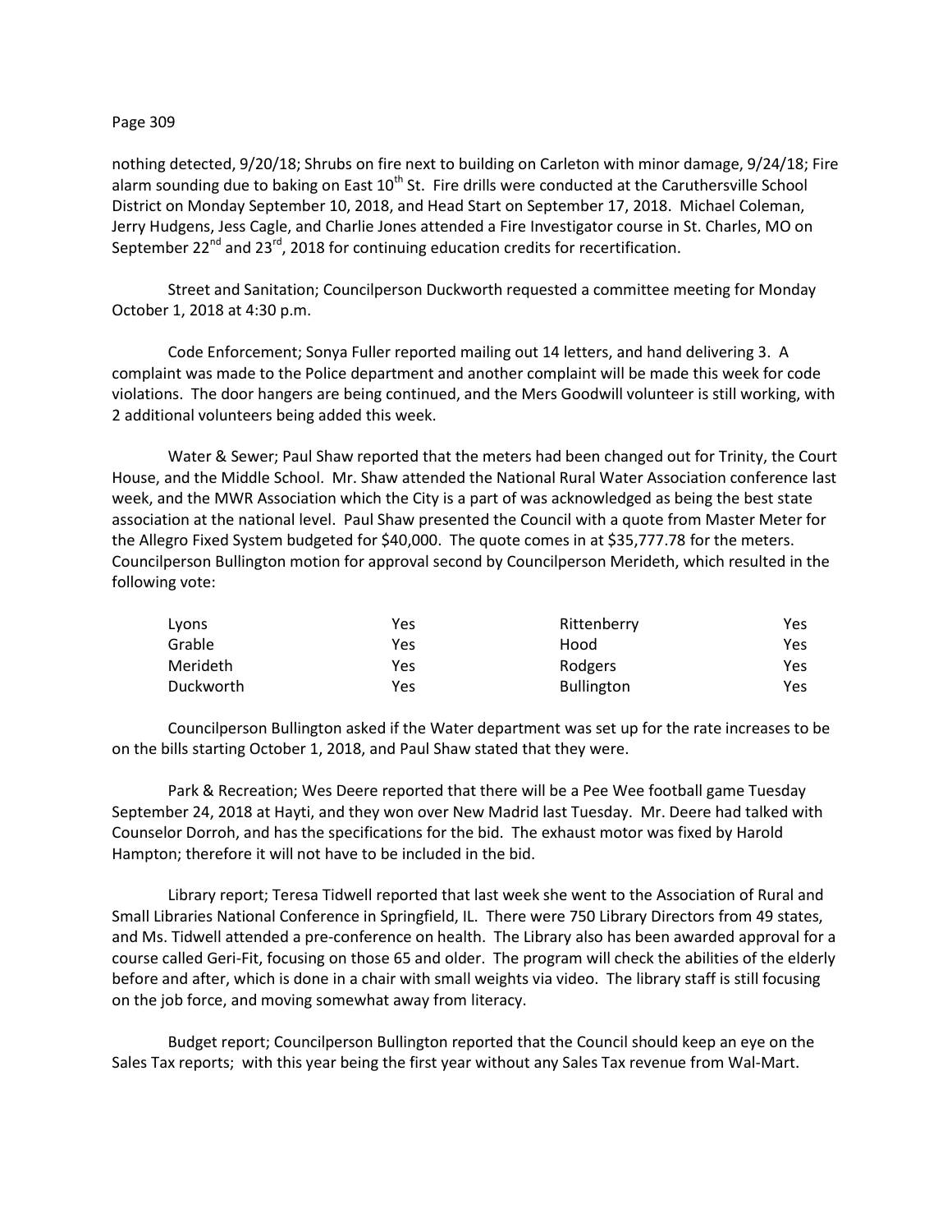nothing detected, 9/20/18; Shrubs on fire next to building on Carleton with minor damage, 9/24/18; Fire alarm sounding due to baking on East 10th St. Fire drills were conducted at the Caruthersville School District on Monday September 10, 2018, and Head Start on September 17, 2018. Michael Coleman, Jerry Hudgens, Jess Cagle, and Charlie Jones attended a Fire Investigator course in St. Charles, MO on September 22nd and 23rd, 2018 for continuing education credits for recertification.

Street and Sanitation; Councilperson Duckworth requested a committee meeting for Monday October 1, 2018 at 4:30 p.m.

Code Enforcement; Sonya Fuller reported mailing out 14 letters, and hand delivering 3. A complaint was made to the Police department and another complaint will be made this week for code violations. The door hangers are being continued, and the Mers Goodwill volunteer is still working, with 2 additional volunteers being added this week.

Water & Sewer; Paul Shaw reported that the meters had been changed out for Trinity, the Court House, and the Middle School. Mr. Shaw attended the National Rural Water Association conference last week, and the MWR Association which the City is a part of was acknowledged as being the best state association at the national level. Paul Shaw presented the Council with a quote from Master Meter for the Allegro Fixed System budgeted for $40,000. The quote comes in at $35,777.78 for the meters. Councilperson Bullington motion for approval second by Councilperson Merideth, which resulted in the following vote:

| | | | |
|---|---|---|---|
| Lyons | Yes | Rittenberry | Yes |
| Grable | Yes | Hood | Yes |
| Merideth | Yes | Rodgers | Yes |
| Duckworth | Yes | Bullington | Yes |

Councilperson Bullington asked if the Water department was set up for the rate increases to be on the bills starting October 1, 2018, and Paul Shaw stated that they were.

Park & Recreation; Wes Deere reported that there will be a Pee Wee football game Tuesday September 24, 2018 at Hayti, and they won over New Madrid last Tuesday. Mr. Deere had talked with Counselor Dorroh, and has the specifications for the bid. The exhaust motor was fixed by Harold Hampton; therefore it will not have to be included in the bid.

Library report; Teresa Tidwell reported that last week she went to the Association of Rural and Small Libraries National Conference in Springfield, IL. There were 750 Library Directors from 49 states, and Ms. Tidwell attended a pre-conference on health. The Library also has been awarded approval for a course called Geri-Fit, focusing on those 65 and older. The program will check the abilities of the elderly before and after, which is done in a chair with small weights via video. The library staff is still focusing on the job force, and moving somewhat away from literacy.

Budget report; Councilperson Bullington reported that the Council should keep an eye on the Sales Tax reports; with this year being the first year without any Sales Tax revenue from Wal-Mart.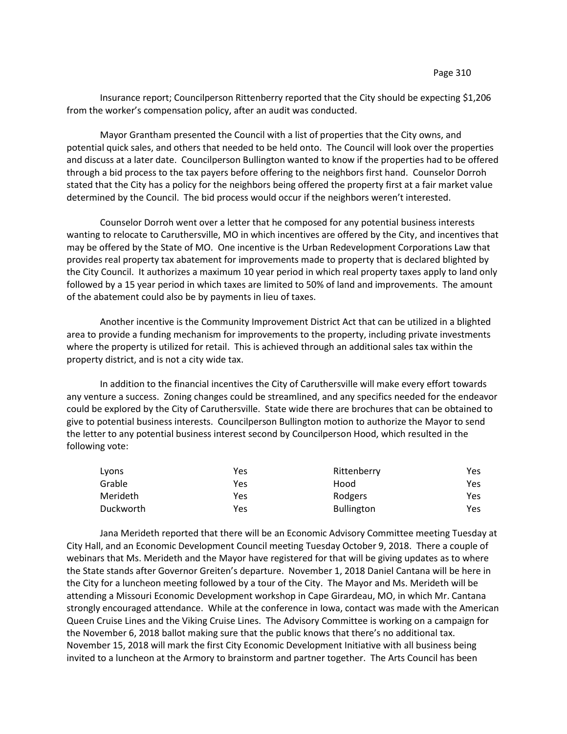Insurance report; Councilperson Rittenberry reported that the City should be expecting $1,206 from the worker's compensation policy, after an audit was conducted.

Mayor Grantham presented the Council with a list of properties that the City owns, and potential quick sales, and others that needed to be held onto. The Council will look over the properties and discuss at a later date. Councilperson Bullington wanted to know if the properties had to be offered through a bid process to the tax payers before offering to the neighbors first hand. Counselor Dorroh stated that the City has a policy for the neighbors being offered the property first at a fair market value determined by the Council. The bid process would occur if the neighbors weren't interested.

Counselor Dorroh went over a letter that he composed for any potential business interests wanting to relocate to Caruthersville, MO in which incentives are offered by the City, and incentives that may be offered by the State of MO. One incentive is the Urban Redevelopment Corporations Law that provides real property tax abatement for improvements made to property that is declared blighted by the City Council. It authorizes a maximum 10 year period in which real property taxes apply to land only followed by a 15 year period in which taxes are limited to 50% of land and improvements. The amount of the abatement could also be by payments in lieu of taxes.

Another incentive is the Community Improvement District Act that can be utilized in a blighted area to provide a funding mechanism for improvements to the property, including private investments where the property is utilized for retail. This is achieved through an additional sales tax within the property district, and is not a city wide tax.

In addition to the financial incentives the City of Caruthersville will make every effort towards any venture a success. Zoning changes could be streamlined, and any specifics needed for the endeavor could be explored by the City of Caruthersville. State wide there are brochures that can be obtained to give to potential business interests. Councilperson Bullington motion to authorize the Mayor to send the letter to any potential business interest second by Councilperson Hood, which resulted in the following vote:

| | | | |
|---|---|---|---|
| Lyons | Yes | Rittenberry | Yes |
| Grable | Yes | Hood | Yes |
| Merideth | Yes | Rodgers | Yes |
| Duckworth | Yes | Bullington | Yes |

Jana Merideth reported that there will be an Economic Advisory Committee meeting Tuesday at City Hall, and an Economic Development Council meeting Tuesday October 9, 2018. There a couple of webinars that Ms. Merideth and the Mayor have registered for that will be giving updates as to where the State stands after Governor Greiten's departure. November 1, 2018 Daniel Cantana will be here in the City for a luncheon meeting followed by a tour of the City. The Mayor and Ms. Merideth will be attending a Missouri Economic Development workshop in Cape Girardeau, MO, in which Mr. Cantana strongly encouraged attendance. While at the conference in Iowa, contact was made with the American Queen Cruise Lines and the Viking Cruise Lines. The Advisory Committee is working on a campaign for the November 6, 2018 ballot making sure that the public knows that there's no additional tax. November 15, 2018 will mark the first City Economic Development Initiative with all business being invited to a luncheon at the Armory to brainstorm and partner together. The Arts Council has been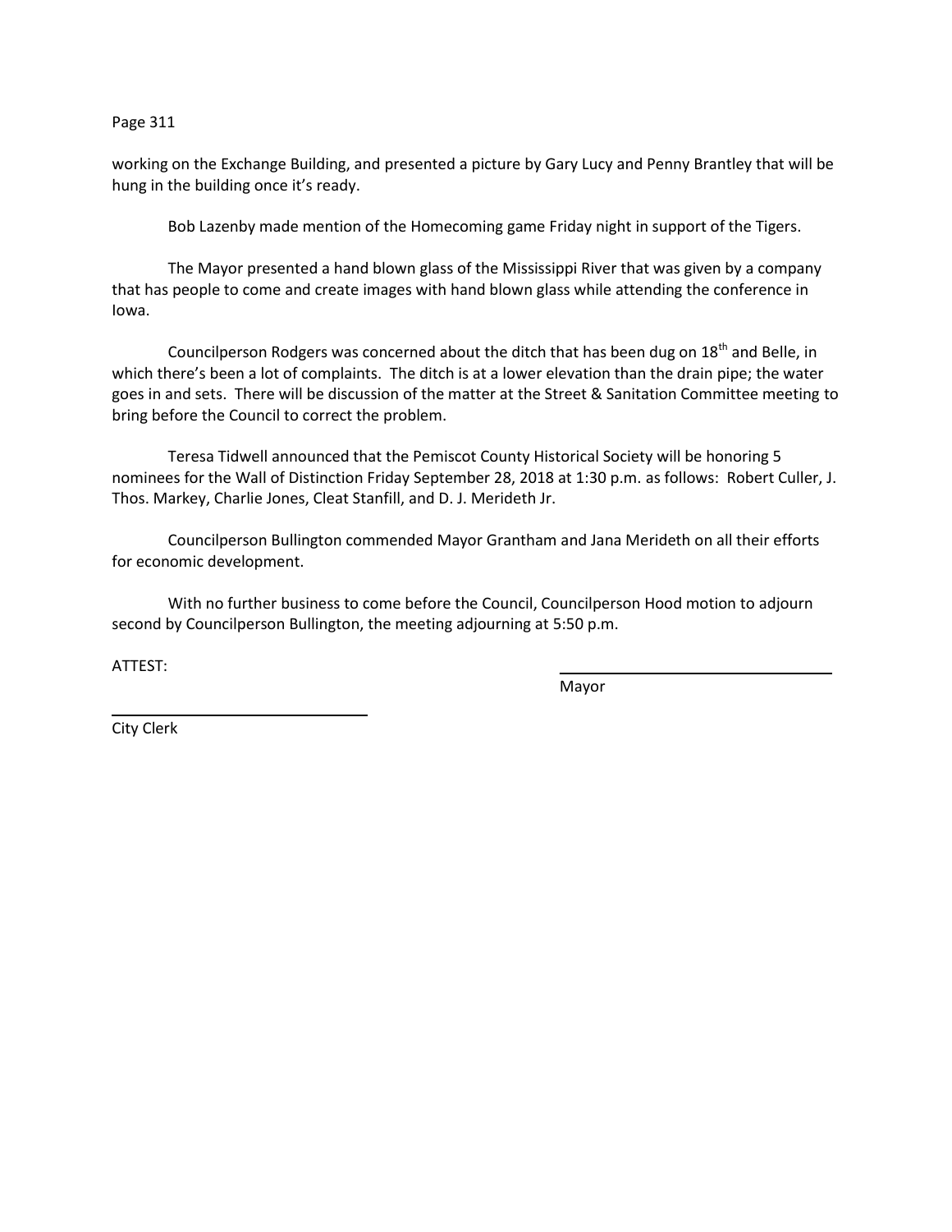working on the Exchange Building, and presented a picture by Gary Lucy and Penny Brantley that will be hung in the building once it's ready.

Bob Lazenby made mention of the Homecoming game Friday night in support of the Tigers.

The Mayor presented a hand blown glass of the Mississippi River that was given by a company that has people to come and create images with hand blown glass while attending the conference in Iowa.

Councilperson Rodgers was concerned about the ditch that has been dug on 18th and Belle, in which there's been a lot of complaints. The ditch is at a lower elevation than the drain pipe; the water goes in and sets. There will be discussion of the matter at the Street & Sanitation Committee meeting to bring before the Council to correct the problem.

Teresa Tidwell announced that the Pemiscot County Historical Society will be honoring 5 nominees for the Wall of Distinction Friday September 28, 2018 at 1:30 p.m. as follows: Robert Culler, J. Thos. Markey, Charlie Jones, Cleat Stanfill, and D. J. Merideth Jr.

Councilperson Bullington commended Mayor Grantham and Jana Merideth on all their efforts for economic development.

With no further business to come before the Council, Councilperson Hood motion to adjourn second by Councilperson Bullington, the meeting adjourning at 5:50 p.m.

ATTEST:

\_\_\_\_\_\_\_\_\_\_\_\_\_\_\_\_\_\_\_\_\_\_\_\_\_\_\_\_\_\_
Mayor

\_\_\_\_\_\_\_\_\_\_\_\_\_\_\_\_\_\_\_\_\_\_\_\_\_\_\_\_\_\_
City Clerk